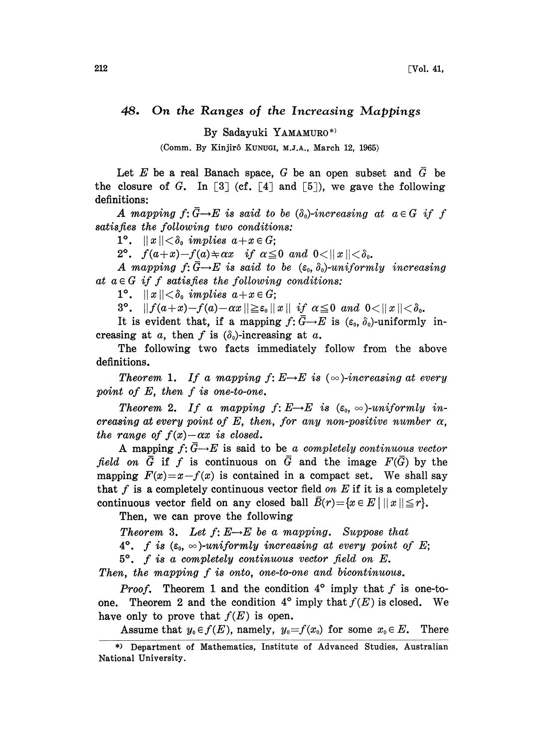## 48. On the Ranges of the Increasing Mappings

By Sadayuki YAMAMURO[*]

(Comm. By Kinjirô KUNUGI, M.J.A., March 12, 1965)

Let $E$ be a real Banach space, $G$ be an open subset and $\bar{G}$ be the closure of $G$. In [3] (cf. [4] and [5]), we gave the following definitions:

*A mapping $f: \bar{G} \to E$ is said to be $(\delta_0)$-increasing at $a \in G$ if $f$ satisfies the following two conditions:*

$1°$. $\|x\| < \delta_0$ *implies* $a + x \in G$;

$2°$. $f(a+x) - f(a) \neq \alpha x$ *if* $\alpha \leqq 0$ *and* $0 < \|x\| < \delta_0$.

*A mapping $f: \bar{G} \to E$ is said to be $(\varepsilon_0, \delta_0)$-uniformly increasing at $a \in G$ if $f$ satisfies the following conditions:*

$1°$. $\|x\| < \delta_0$ *implies* $a + x \in G$;

$3°$. $\|f(a+x) - f(a) - \alpha x\| \geqq \varepsilon_0 \|x\|$ *if* $\alpha \leqq 0$ *and* $0 < \|x\| < \delta_0$.

It is evident that, if a mapping $f: \bar{G} \to E$ is $(\varepsilon_0, \delta_0)$-uniformly increasing at $a$, then $f$ is $(\delta_0)$-increasing at $a$.

The following two facts immediately follow from the above definitions.

*Theorem* 1. *If a mapping $f: E \to E$ is $(\infty)$-increasing at every point of $E$, then $f$ is one-to-one.*

*Theorem* 2. *If a mapping $f: E \to E$ is $(\varepsilon_0, \infty)$-uniformly increasing at every point of $E$, then, for any non-positive number $\alpha$, the range of $f(x) - \alpha x$ is closed.*

A mapping $f: \bar{G} \to E$ is said to be *a completely continuous vector field on* $\bar{G}$ if $f$ is continuous on $\bar{G}$ and the image $F(\bar{G})$ by the mapping $F(x) = x - f(x)$ is contained in a compact set. We shall say that $f$ is a completely continuous vector field *on* $E$ if it is a completely continuous vector field on any closed ball $\bar{B}(r) = \{x \in E \mid \|x\| \leqq r\}$.

Then, we can prove the following

*Theorem* 3. *Let $f: E \to E$ be a mapping. Suppose that*

$4°$. *$f$ is $(\varepsilon_0, \infty)$-uniformly increasing at every point of $E$;*

$5°$. *$f$ is a completely continuous vector field on $E$.*

*Then, the mapping $f$ is onto, one-to-one and bicontinuous.*

*Proof.* Theorem 1 and the condition $4°$ imply that $f$ is one-to-one. Theorem 2 and the condition $4°$ imply that $f(E)$ is closed. We have only to prove that $f(E)$ is open.

Assume that $y_0 \in f(E)$, namely, $y_0 = f(x_0)$ for some $x_0 \in E$. There

---

[*] Department of Mathematics, Institute of Advanced Studies, Australian National University.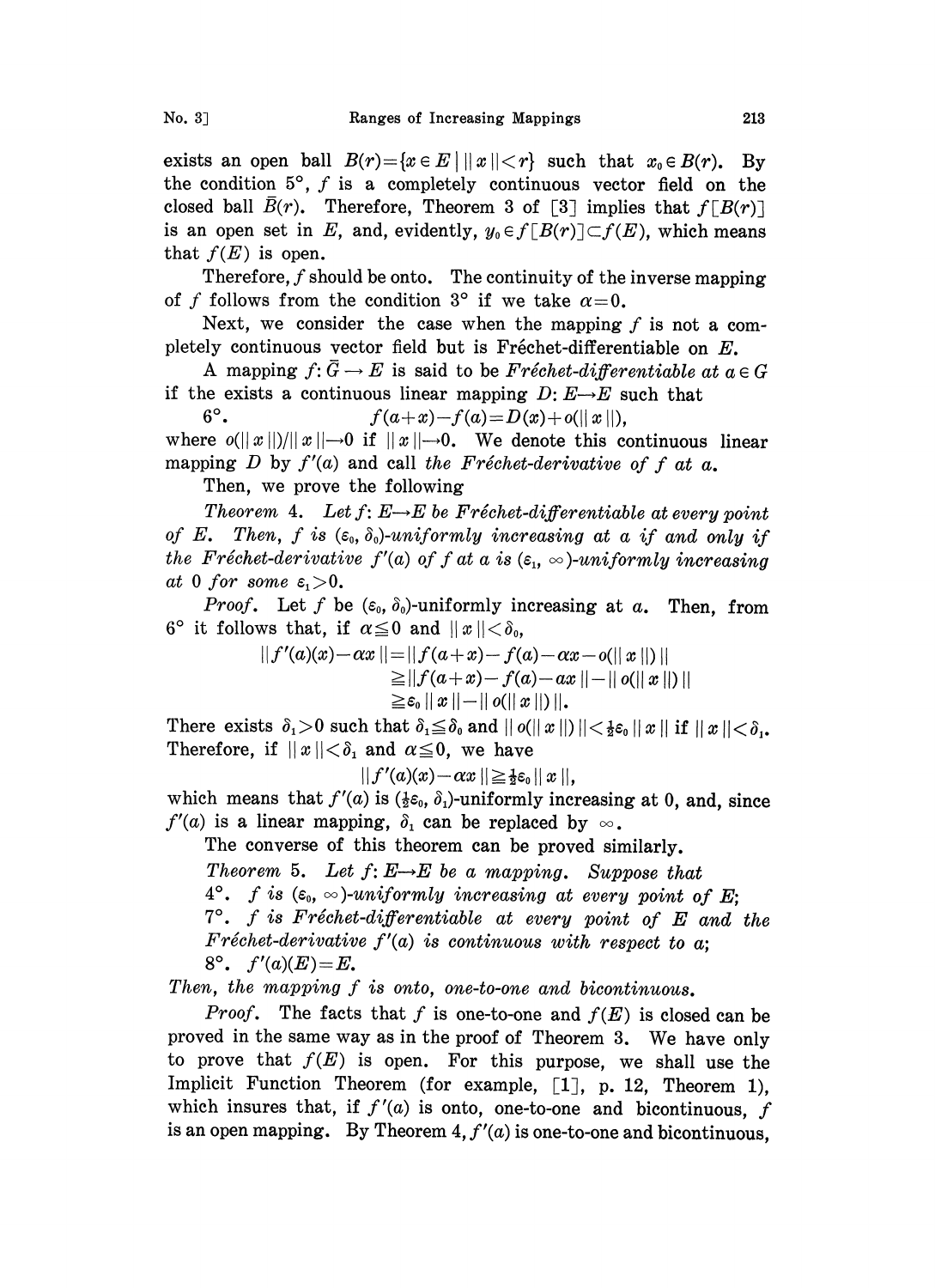exists an open ball $B(r)=\{x \in E \mid \|x\|<r\}$ such that $x_0 \in B(r)$. By the condition 5°, $f$ is a completely continuous vector field on the closed ball $\bar{B}(r)$. Therefore, Theorem 3 of [3] implies that $f[B(r)]$ is an open set in $E$, and, evidently, $y_0 \in f[B(r)] \subset f(E)$, which means that $f(E)$ is open.

Therefore, $f$ should be onto. The continuity of the inverse mapping of $f$ follows from the condition 3° if we take $\alpha=0$.

Next, we consider the case when the mapping $f$ is not a completely continuous vector field but is Fréchet-differentiable on $E$.

A mapping $f: \bar{G} \to E$ is said to be *Fréchet-differentiable at* $a \in G$ if the exists a continuous linear mapping $D: E \to E$ such that

6°. $$f(a+x)-f(a)=D(x)+o(\|x\|),$$

where $o(\|x\|)/\|x\| \to 0$ if $\|x\| \to 0$. We denote this continuous linear mapping $D$ by $f'(a)$ and call *the Fréchet-derivative of $f$ at $a$.*

Then, we prove the following

*Theorem* 4. *Let $f: E \to E$ be Fréchet-differentiable at every point of $E$. Then, $f$ is $(\varepsilon_0, \delta_0)$-uniformly increasing at $a$ if and only if the Fréchet-derivative $f'(a)$ of $f$ at $a$ is $(\varepsilon_1, \infty)$-uniformly increasing at 0 for some $\varepsilon_1>0$.*

*Proof.* Let $f$ be $(\varepsilon_0, \delta_0)$-uniformly increasing at $a$. Then, from 6° it follows that, if $\alpha \leqq 0$ and $\|x\|<\delta_0$,

$$\begin{aligned}\|f'(a)(x)-\alpha x\| &= \|f(a+x)-f(a)-\alpha x-o(\|x\|)\| \\ &\geqq \|f(a+x)-f(a)-\alpha x\|-\|o(\|x\|)\| \\ &\geqq \varepsilon_0 \|x\|-\|o(\|x\|)\|.\end{aligned}$$

There exists $\delta_1>0$ such that $\delta_1 \leqq \delta_0$ and $\|o(\|x\|)\|<\frac{1}{2}\varepsilon_0\|x\|$ if $\|x\|<\delta_1$. Therefore, if $\|x\|<\delta_1$ and $\alpha \leqq 0$, we have

$$\|f'(a)(x)-\alpha x\| \geqq \tfrac{1}{2}\varepsilon_0 \|x\|,$$

which means that $f'(a)$ is $(\frac{1}{2}\varepsilon_0, \delta_1)$-uniformly increasing at 0, and, since $f'(a)$ is a linear mapping, $\delta_1$ can be replaced by $\infty$.

The converse of this theorem can be proved similarly.

*Theorem* 5. *Let $f: E \to E$ be a mapping. Suppose that*

4°. *$f$ is $(\varepsilon_0, \infty)$-uniformly increasing at every point of $E$;*

7°. *$f$ is Fréchet-differentiable at every point of $E$ and the Fréchet-derivative $f'(a)$ is continuous with respect to $a$;*

8°. *$f'(a)(E)=E$.*

*Then, the mapping $f$ is onto, one-to-one and bicontinuous.*

*Proof.* The facts that $f$ is one-to-one and $f(E)$ is closed can be proved in the same way as in the proof of Theorem 3. We have only to prove that $f(E)$ is open. For this purpose, we shall use the Implicit Function Theorem (for example, [1], p. 12, Theorem 1), which insures that, if $f'(a)$ is onto, one-to-one and bicontinuous, $f$ is an open mapping. By Theorem 4, $f'(a)$ is one-to-one and bicontinuous,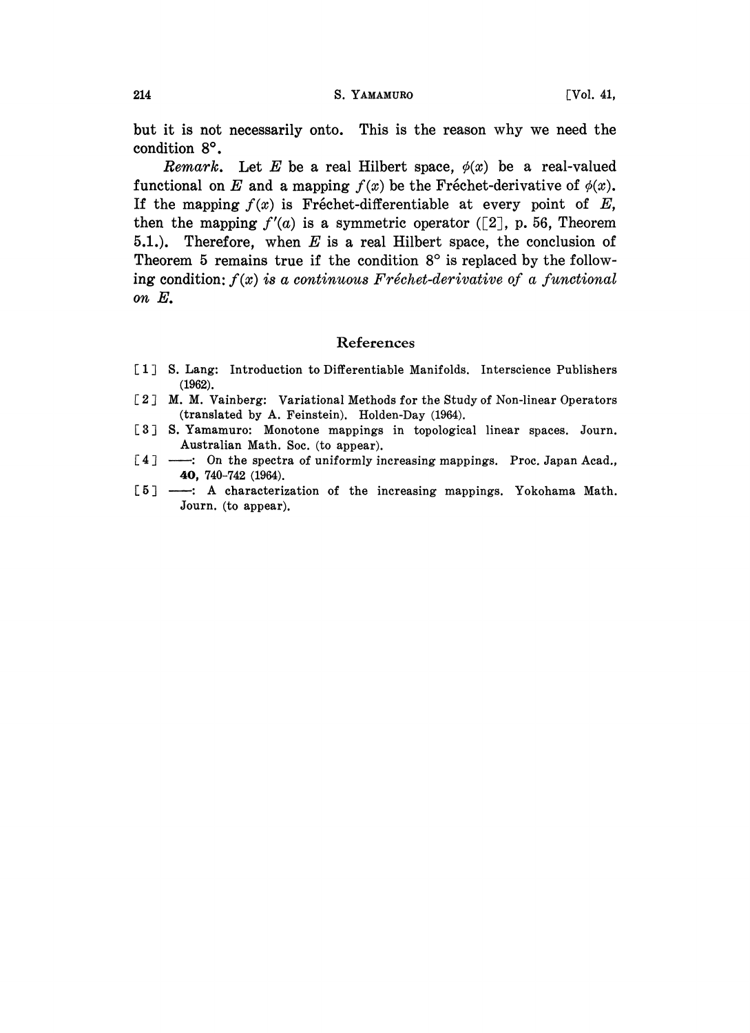but it is not necessarily onto. This is the reason why we need the condition 8°.

*Remark.* Let $E$ be a real Hilbert space, $\phi(x)$ be a real-valued functional on $E$ and a mapping $f(x)$ be the Fréchet-derivative of $\phi(x)$. If the mapping $f(x)$ is Fréchet-differentiable at every point of $E$, then the mapping $f'(a)$ is a symmetric operator ([2], p. 56, Theorem 5.1.). Therefore, when $E$ is a real Hilbert space, the conclusion of Theorem 5 remains true if the condition 8° is replaced by the following condition: *$f(x)$ is a continuous Fréchet-derivative of a functional on $E$.*

## References

[1] S. Lang: Introduction to Differentiable Manifolds. Interscience Publishers (1962).

[2] M. M. Vainberg: Variational Methods for the Study of Non-linear Operators (translated by A. Feinstein). Holden-Day (1964).

[3] S. Yamamuro: Monotone mappings in topological linear spaces. Journ. Australian Math. Soc. (to appear).

[4] ——: On the spectra of uniformly increasing mappings. Proc. Japan Acad., **40**, 740–742 (1964).

[5] ——: A characterization of the increasing mappings. Yokohama Math. Journ. (to appear).